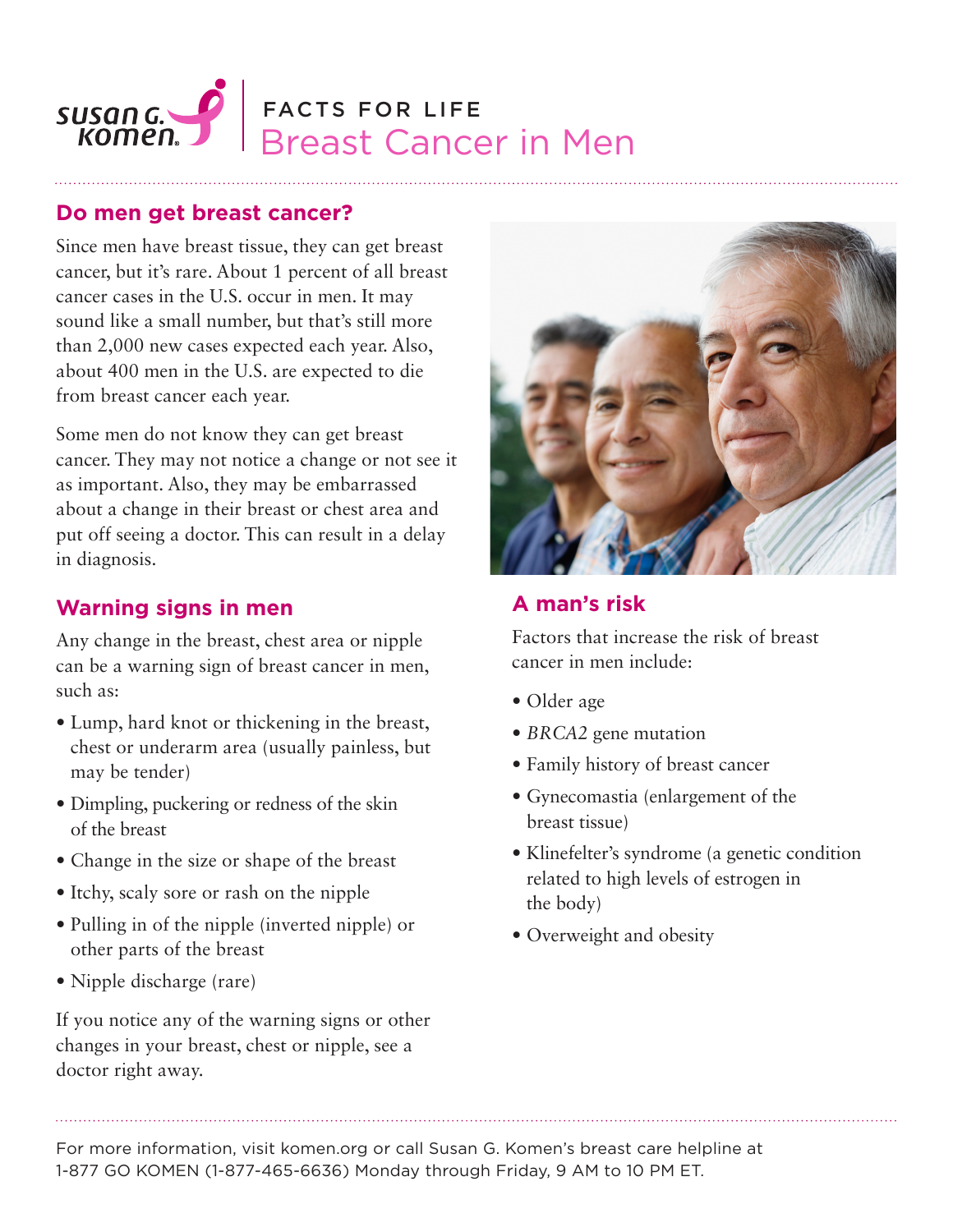# FACTS FOR LIFE
# Breast Cancer in Men

## Do men get breast cancer?

Since men have breast tissue, they can get breast cancer, but it's rare. About 1 percent of all breast cancer cases in the U.S. occur in men. It may sound like a small number, but that's still more than 2,000 new cases expected each year. Also, about 400 men in the U.S. are expected to die from breast cancer each year.

Some men do not know they can get breast cancer. They may not notice a change or not see it as important. Also, they may be embarrassed about a change in their breast or chest area and put off seeing a doctor. This can result in a delay in diagnosis.

## Warning signs in men

Any change in the breast, chest area or nipple can be a warning sign of breast cancer in men, such as:

- Lump, hard knot or thickening in the breast, chest or underarm area (usually painless, but may be tender)
- Dimpling, puckering or redness of the skin of the breast
- Change in the size or shape of the breast
- Itchy, scaly sore or rash on the nipple
- Pulling in of the nipple (inverted nipple) or other parts of the breast
- Nipple discharge (rare)

If you notice any of the warning signs or other changes in your breast, chest or nipple, see a doctor right away.

## A man's risk

Factors that increase the risk of breast cancer in men include:

- Older age
- *BRCA2* gene mutation
- Family history of breast cancer
- Gynecomastia (enlargement of the breast tissue)
- Klinefelter's syndrome (a genetic condition related to high levels of estrogen in the body)
- Overweight and obesity

For more information, visit komen.org or call Susan G. Komen's breast care helpline at 1-877 GO KOMEN (1-877-465-6636) Monday through Friday, 9 AM to 10 PM ET.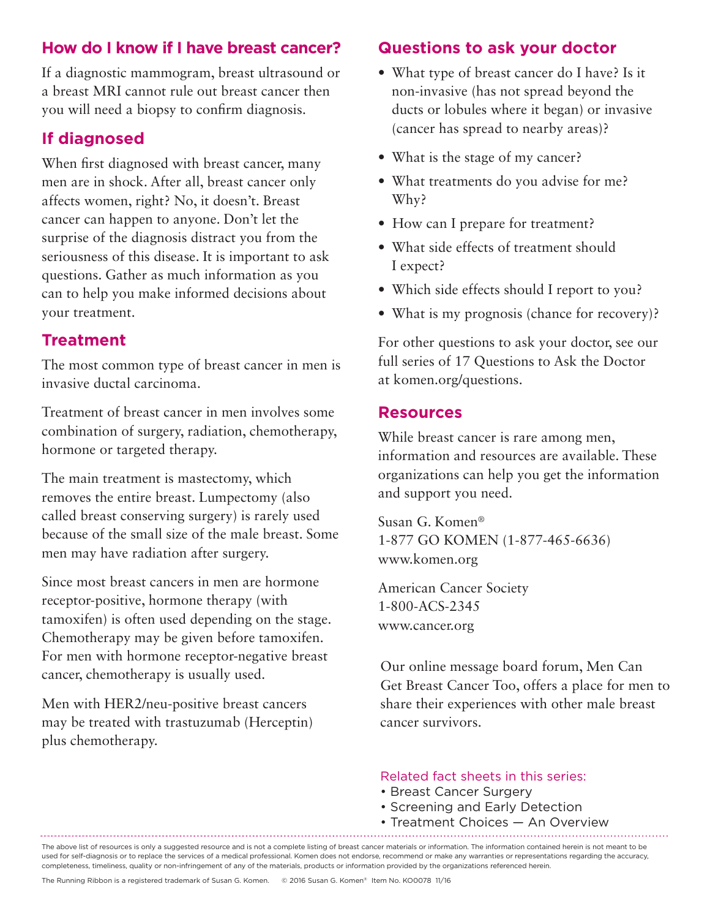## How do I know if I have breast cancer?

If a diagnostic mammogram, breast ultrasound or a breast MRI cannot rule out breast cancer then you will need a biopsy to confirm diagnosis.

## If diagnosed

When first diagnosed with breast cancer, many men are in shock. After all, breast cancer only affects women, right? No, it doesn't. Breast cancer can happen to anyone. Don't let the surprise of the diagnosis distract you from the seriousness of this disease. It is important to ask questions. Gather as much information as you can to help you make informed decisions about your treatment.

## Treatment

The most common type of breast cancer in men is invasive ductal carcinoma.

Treatment of breast cancer in men involves some combination of surgery, radiation, chemotherapy, hormone or targeted therapy.

The main treatment is mastectomy, which removes the entire breast. Lumpectomy (also called breast conserving surgery) is rarely used because of the small size of the male breast. Some men may have radiation after surgery.

Since most breast cancers in men are hormone receptor-positive, hormone therapy (with tamoxifen) is often used depending on the stage. Chemotherapy may be given before tamoxifen. For men with hormone receptor-negative breast cancer, chemotherapy is usually used.

Men with HER2/neu-positive breast cancers may be treated with trastuzumab (Herceptin) plus chemotherapy.

## Questions to ask your doctor

- What type of breast cancer do I have? Is it non-invasive (has not spread beyond the ducts or lobules where it began) or invasive (cancer has spread to nearby areas)?
- What is the stage of my cancer?
- What treatments do you advise for me? Why?
- How can I prepare for treatment?
- What side effects of treatment should I expect?
- Which side effects should I report to you?
- What is my prognosis (chance for recovery)?

For other questions to ask your doctor, see our full series of 17 Questions to Ask the Doctor at komen.org/questions.

## Resources

While breast cancer is rare among men, information and resources are available. These organizations can help you get the information and support you need.

Susan G. Komen®
1-877 GO KOMEN (1-877-465-6636)
www.komen.org

American Cancer Society
1-800-ACS-2345
www.cancer.org

Our online message board forum, Men Can Get Breast Cancer Too, offers a place for men to share their experiences with other male breast cancer survivors.

Related fact sheets in this series:

- Breast Cancer Surgery
- Screening and Early Detection
- Treatment Choices — An Overview

The above list of resources is only a suggested resource and is not a complete listing of breast cancer materials or information. The information contained herein is not meant to be used for self-diagnosis or to replace the services of a medical professional. Komen does not endorse, recommend or make any warranties or representations regarding the accuracy, completeness, timeliness, quality or non-infringement of any of the materials, products or information provided by the organizations referenced herein.

The Running Ribbon is a registered trademark of Susan G. Komen. © 2016 Susan G. Komen® Item No. KO0078 11/16